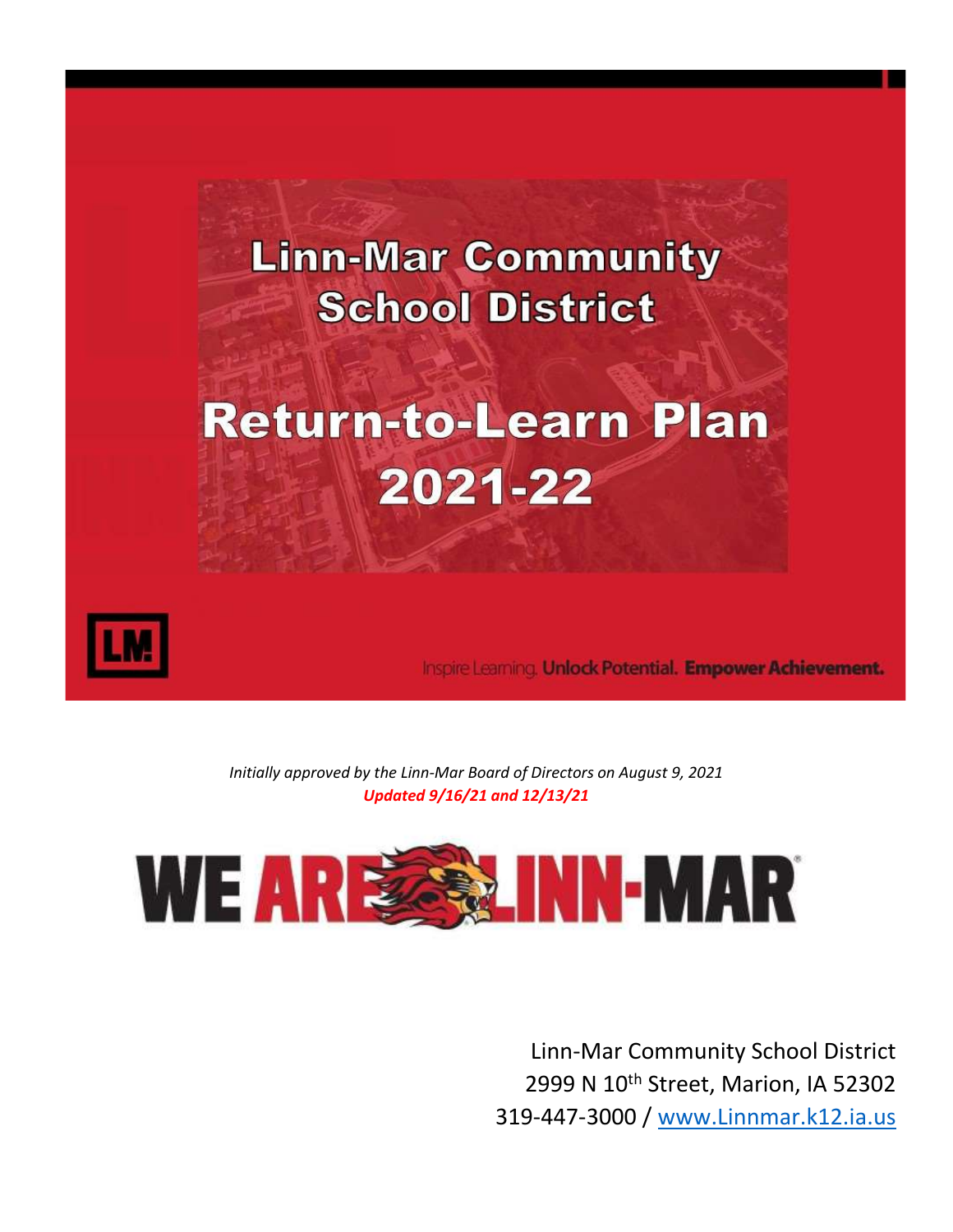# Linn-Mar Community School District

# Return-to-Learn Plan 2021-22

LM

Inspire Learning. **Unlock Potential. Empower Achievement.**

*Initially approved by the Linn-Mar Board of Directors on August 9, 2021*
***Updated 9/16/21 and 12/13/21***

WE ARE LINN-MAR

Linn-Mar Community School District
2999 N 10th Street, Marion, IA 52302
319-447-3000 / www.Linnmar.k12.ia.us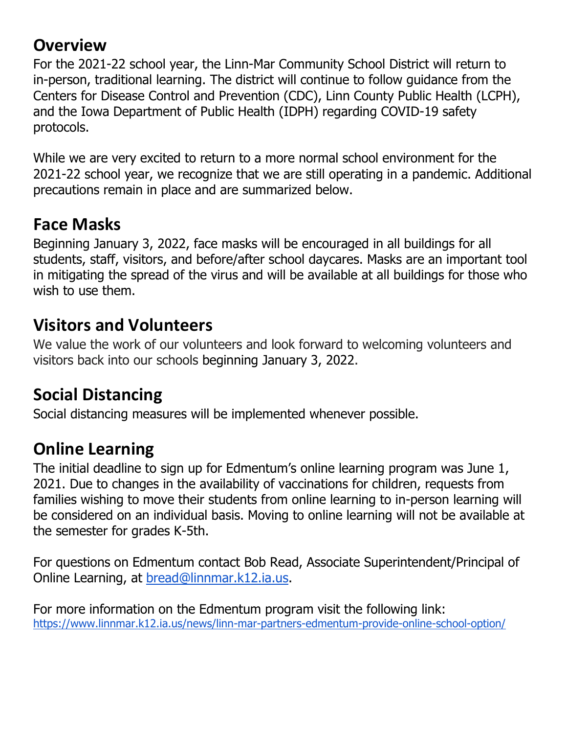## Overview

For the 2021-22 school year, the Linn-Mar Community School District will return to in-person, traditional learning. The district will continue to follow guidance from the Centers for Disease Control and Prevention (CDC), Linn County Public Health (LCPH), and the Iowa Department of Public Health (IDPH) regarding COVID-19 safety protocols.

While we are very excited to return to a more normal school environment for the 2021-22 school year, we recognize that we are still operating in a pandemic. Additional precautions remain in place and are summarized below.

## Face Masks

Beginning January 3, 2022, face masks will be encouraged in all buildings for all students, staff, visitors, and before/after school daycares. Masks are an important tool in mitigating the spread of the virus and will be available at all buildings for those who wish to use them.

## Visitors and Volunteers

We value the work of our volunteers and look forward to welcoming volunteers and visitors back into our schools beginning January 3, 2022.

## Social Distancing

Social distancing measures will be implemented whenever possible.

## Online Learning

The initial deadline to sign up for Edmentum's online learning program was June 1, 2021. Due to changes in the availability of vaccinations for children, requests from families wishing to move their students from online learning to in-person learning will be considered on an individual basis. Moving to online learning will not be available at the semester for grades K-5th.

For questions on Edmentum contact Bob Read, Associate Superintendent/Principal of Online Learning, at [bread@linnmar.k12.ia.us](mailto:bread@linnmar.k12.ia.us).

For more information on the Edmentum program visit the following link:
[https://www.linnmar.k12.ia.us/news/linn-mar-partners-edmentum-provide-online-school-option/](https://www.linnmar.k12.ia.us/news/linn-mar-partners-edmentum-provide-online-school-option/)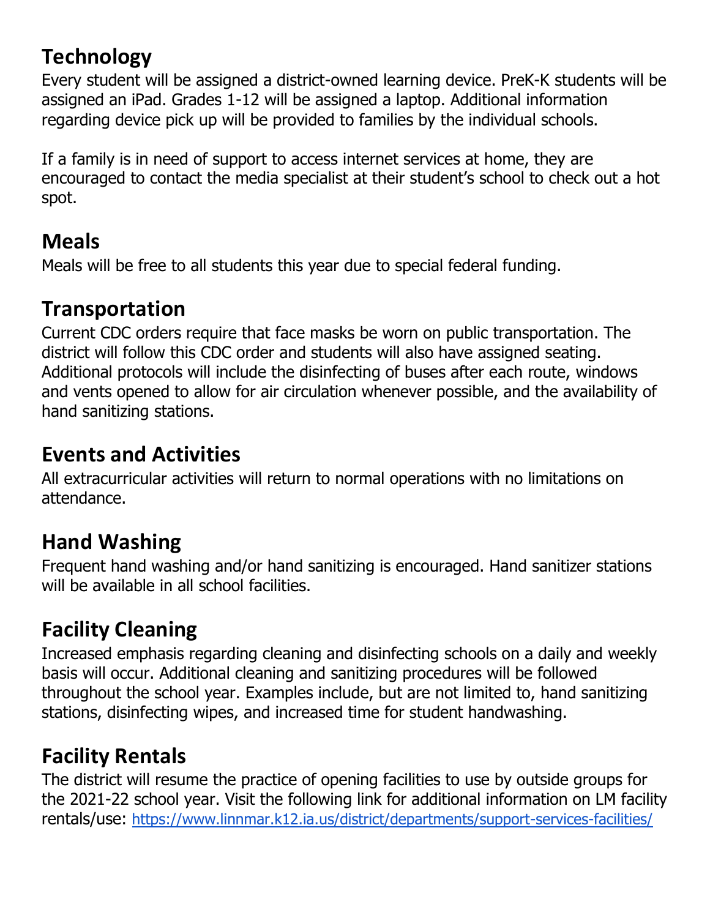## Technology

Every student will be assigned a district-owned learning device. PreK-K students will be assigned an iPad. Grades 1-12 will be assigned a laptop. Additional information regarding device pick up will be provided to families by the individual schools.

If a family is in need of support to access internet services at home, they are encouraged to contact the media specialist at their student's school to check out a hot spot.

## Meals

Meals will be free to all students this year due to special federal funding.

## Transportation

Current CDC orders require that face masks be worn on public transportation. The district will follow this CDC order and students will also have assigned seating. Additional protocols will include the disinfecting of buses after each route, windows and vents opened to allow for air circulation whenever possible, and the availability of hand sanitizing stations.

## Events and Activities

All extracurricular activities will return to normal operations with no limitations on attendance.

## Hand Washing

Frequent hand washing and/or hand sanitizing is encouraged. Hand sanitizer stations will be available in all school facilities.

## Facility Cleaning

Increased emphasis regarding cleaning and disinfecting schools on a daily and weekly basis will occur. Additional cleaning and sanitizing procedures will be followed throughout the school year. Examples include, but are not limited to, hand sanitizing stations, disinfecting wipes, and increased time for student handwashing.

## Facility Rentals

The district will resume the practice of opening facilities to use by outside groups for the 2021-22 school year. Visit the following link for additional information on LM facility rentals/use: [https://www.linnmar.k12.ia.us/district/departments/support-services-facilities/](https://www.linnmar.k12.ia.us/district/departments/support-services-facilities/)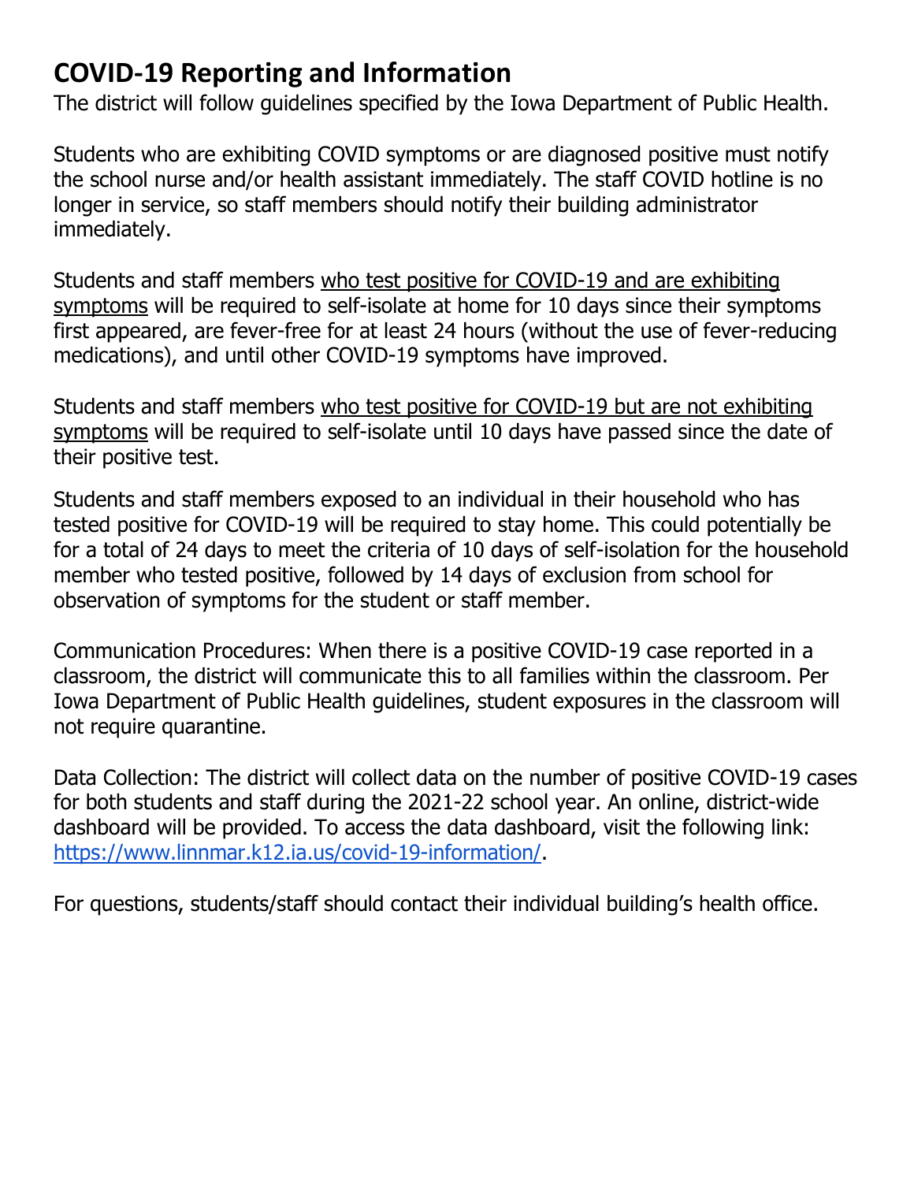## COVID-19 Reporting and Information

The district will follow guidelines specified by the Iowa Department of Public Health.

Students who are exhibiting COVID symptoms or are diagnosed positive must notify the school nurse and/or health assistant immediately. The staff COVID hotline is no longer in service, so staff members should notify their building administrator immediately.

Students and staff members <u>who test positive for COVID-19 and are exhibiting symptoms</u> will be required to self-isolate at home for 10 days since their symptoms first appeared, are fever-free for at least 24 hours (without the use of fever-reducing medications), and until other COVID-19 symptoms have improved.

Students and staff members <u>who test positive for COVID-19 but are not exhibiting symptoms</u> will be required to self-isolate until 10 days have passed since the date of their positive test.

Students and staff members exposed to an individual in their household who has tested positive for COVID-19 will be required to stay home. This could potentially be for a total of 24 days to meet the criteria of 10 days of self-isolation for the household member who tested positive, followed by 14 days of exclusion from school for observation of symptoms for the student or staff member.

Communication Procedures: When there is a positive COVID-19 case reported in a classroom, the district will communicate this to all families within the classroom. Per Iowa Department of Public Health guidelines, student exposures in the classroom will not require quarantine.

Data Collection: The district will collect data on the number of positive COVID-19 cases for both students and staff during the 2021-22 school year. An online, district-wide dashboard will be provided. To access the data dashboard, visit the following link: [https://www.linnmar.k12.ia.us/covid-19-information/](https://www.linnmar.k12.ia.us/covid-19-information/).

For questions, students/staff should contact their individual building's health office.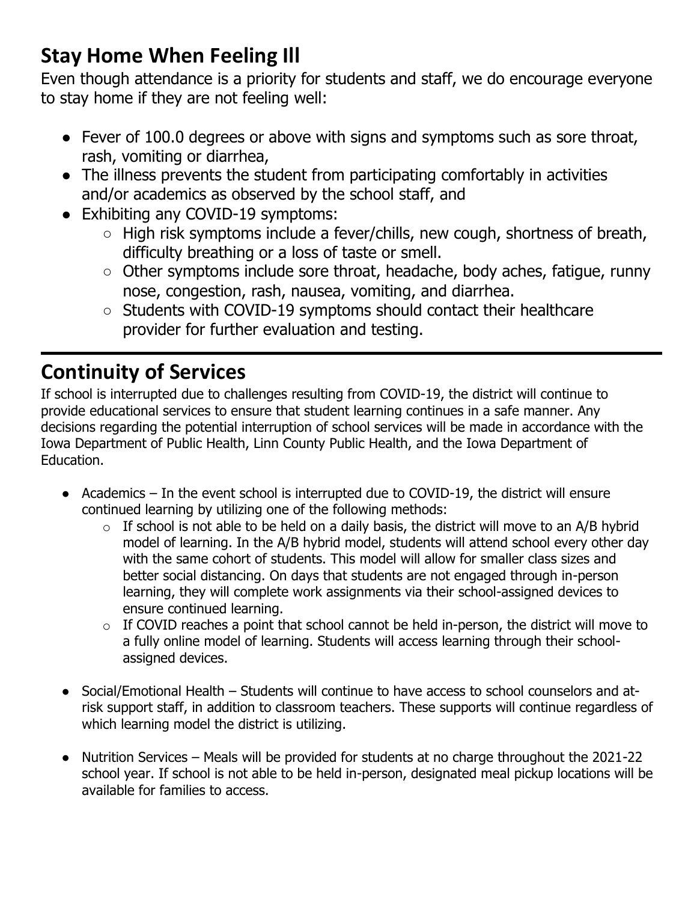## Stay Home When Feeling Ill

Even though attendance is a priority for students and staff, we do encourage everyone to stay home if they are not feeling well:

- Fever of 100.0 degrees or above with signs and symptoms such as sore throat, rash, vomiting or diarrhea,
- The illness prevents the student from participating comfortably in activities and/or academics as observed by the school staff, and
- Exhibiting any COVID-19 symptoms:
  - High risk symptoms include a fever/chills, new cough, shortness of breath, difficulty breathing or a loss of taste or smell.
  - Other symptoms include sore throat, headache, body aches, fatigue, runny nose, congestion, rash, nausea, vomiting, and diarrhea.
  - Students with COVID-19 symptoms should contact their healthcare provider for further evaluation and testing.

---

## Continuity of Services

If school is interrupted due to challenges resulting from COVID-19, the district will continue to provide educational services to ensure that student learning continues in a safe manner. Any decisions regarding the potential interruption of school services will be made in accordance with the Iowa Department of Public Health, Linn County Public Health, and the Iowa Department of Education.

- Academics – In the event school is interrupted due to COVID-19, the district will ensure continued learning by utilizing one of the following methods:
  - If school is not able to be held on a daily basis, the district will move to an A/B hybrid model of learning. In the A/B hybrid model, students will attend school every other day with the same cohort of students. This model will allow for smaller class sizes and better social distancing. On days that students are not engaged through in-person learning, they will complete work assignments via their school-assigned devices to ensure continued learning.
  - If COVID reaches a point that school cannot be held in-person, the district will move to a fully online model of learning. Students will access learning through their school-assigned devices.

- Social/Emotional Health – Students will continue to have access to school counselors and at-risk support staff, in addition to classroom teachers. These supports will continue regardless of which learning model the district is utilizing.

- Nutrition Services – Meals will be provided for students at no charge throughout the 2021-22 school year. If school is not able to be held in-person, designated meal pickup locations will be available for families to access.